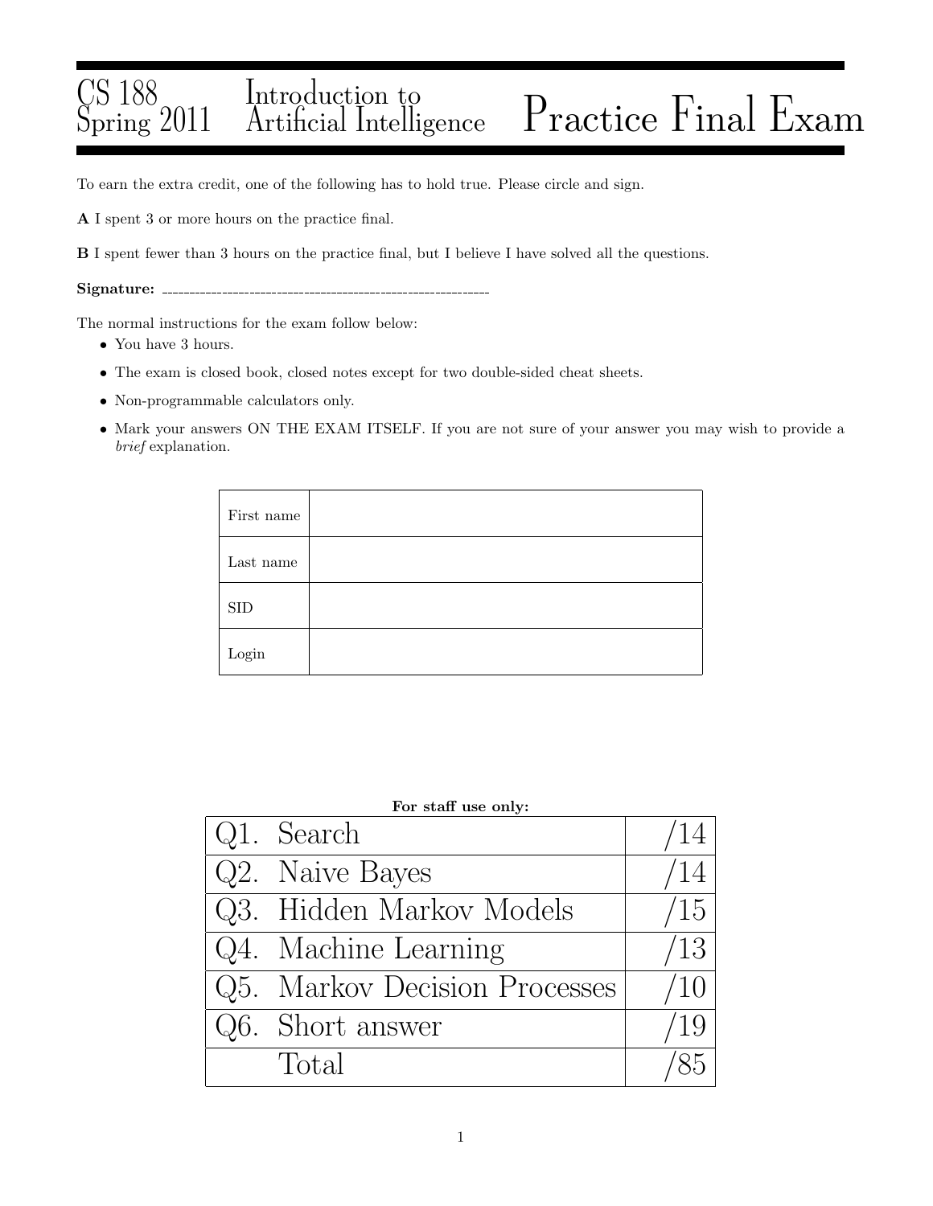# CS 188 Spring 2011 — Introduction to Artificial Intelligence — Practice Final Exam

To earn the extra credit, one of the following has to hold true. Please circle and sign.

**A** I spent 3 or more hours on the practice final.

**B** I spent fewer than 3 hours on the practice final, but I believe I have solved all the questions.

**Signature:** ____________________________________________

The normal instructions for the exam follow below:

- You have 3 hours.
- The exam is closed book, closed notes except for two double-sided cheat sheets.
- Non-programmable calculators only.
- Mark your answers ON THE EXAM ITSELF. If you are not sure of your answer you may wish to provide a *brief* explanation.

| | |
|---|---|
| First name | |
| Last name | |
| SID | |
| Login | |

**For staff use only:**

| | |
|---|---|
| Q1. Search | /14 |
| Q2. Naive Bayes | /14 |
| Q3. Hidden Markov Models | /15 |
| Q4. Machine Learning | /13 |
| Q5. Markov Decision Processes | /10 |
| Q6. Short answer | /19 |
| Total | /85 |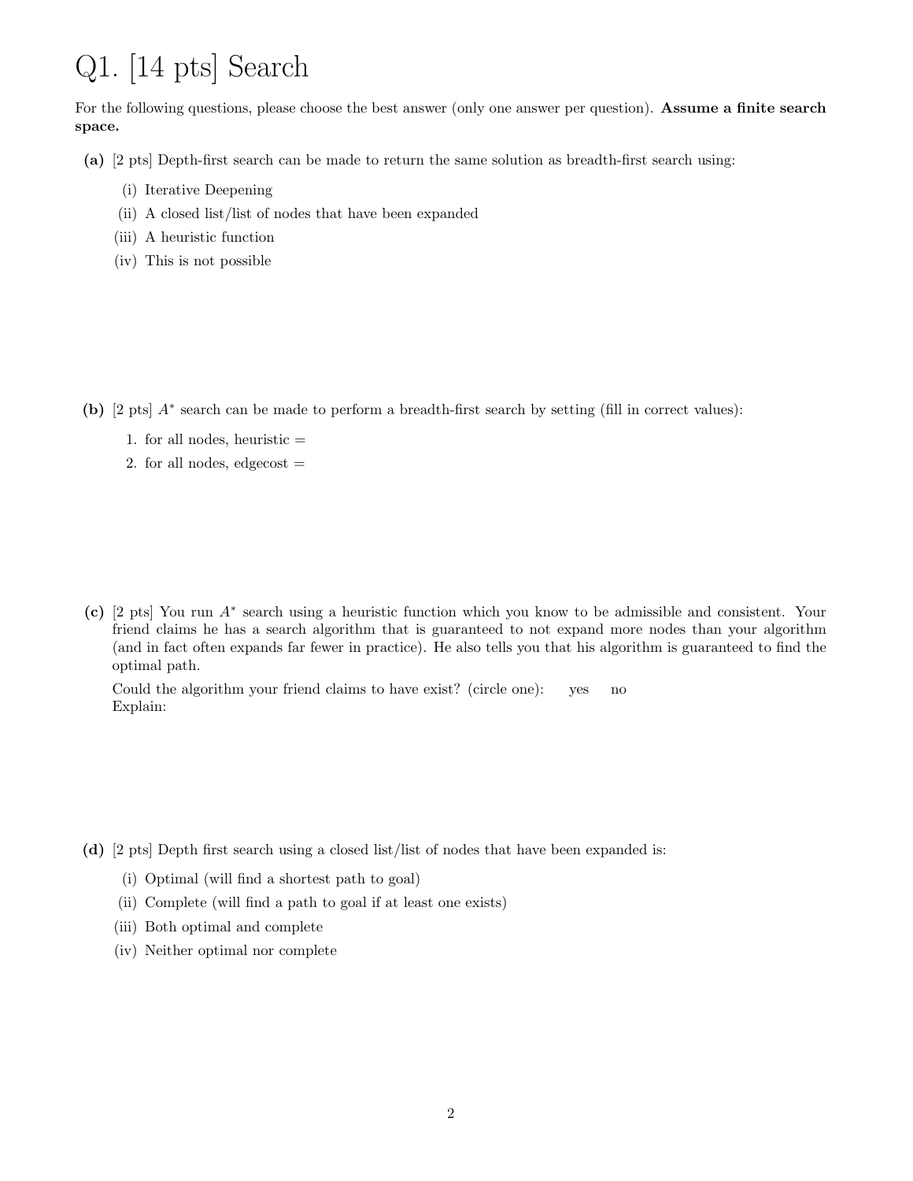# Q1. [14 pts] Search

For the following questions, please choose the best answer (only one answer per question). **Assume a finite search space.**

**(a)** [2 pts] Depth-first search can be made to return the same solution as breadth-first search using:

(i) Iterative Deepening
(ii) A closed list/list of nodes that have been expanded
(iii) A heuristic function
(iv) This is not possible

**(b)** [2 pts] $A^*$ search can be made to perform a breadth-first search by setting (fill in correct values):

1. for all nodes, heuristic =
2. for all nodes, edgecost =

**(c)** [2 pts] You run $A^*$ search using a heuristic function which you know to be admissible and consistent. Your friend claims he has a search algorithm that is guaranteed to not expand more nodes than your algorithm (and in fact often expands far fewer in practice). He also tells you that his algorithm is guaranteed to find the optimal path.

Could the algorithm your friend claims to have exist? (circle one): yes no
Explain:

**(d)** [2 pts] Depth first search using a closed list/list of nodes that have been expanded is:

(i) Optimal (will find a shortest path to goal)
(ii) Complete (will find a path to goal if at least one exists)
(iii) Both optimal and complete
(iv) Neither optimal nor complete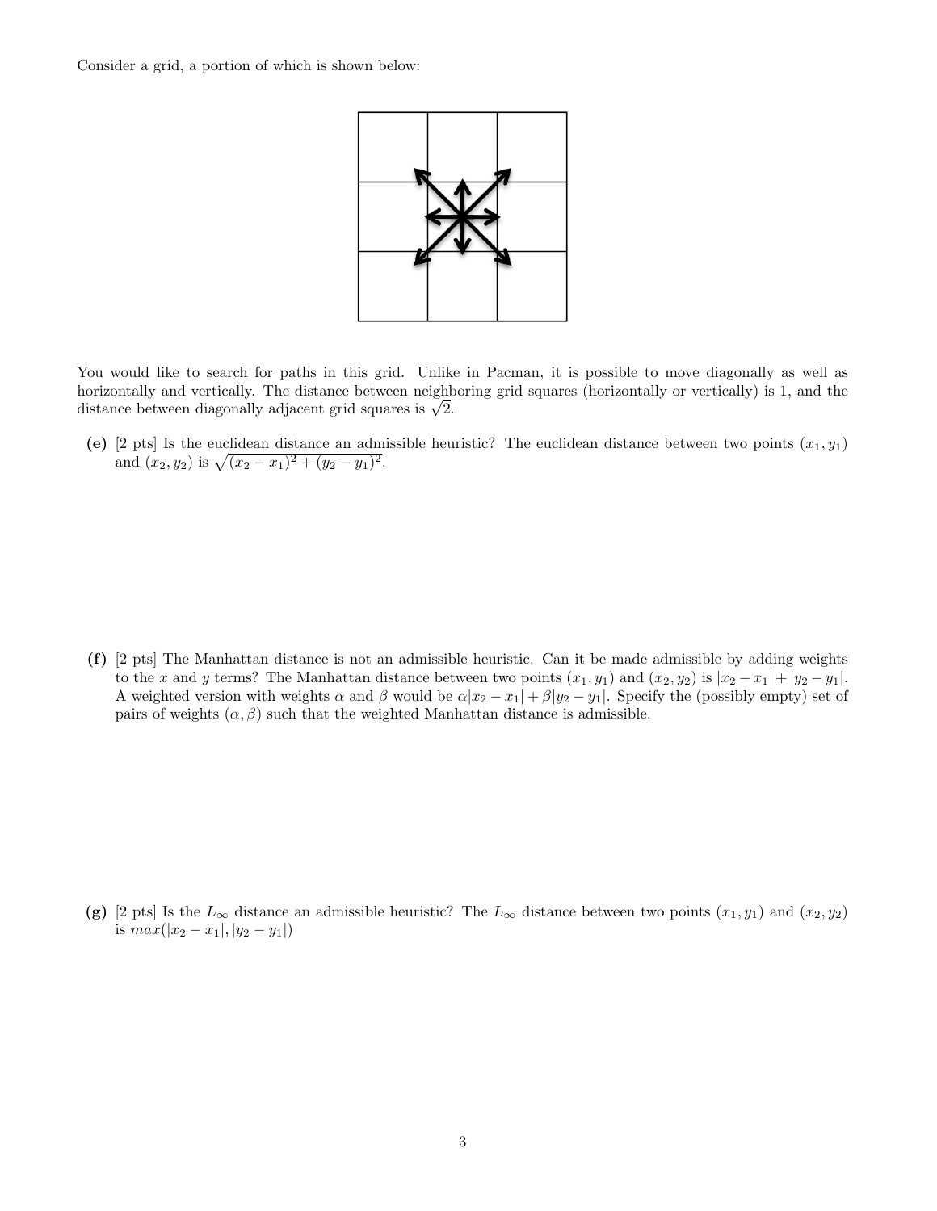Consider a grid, a portion of which is shown below:

You would like to search for paths in this grid. Unlike in Pacman, it is possible to move diagonally as well as horizontally and vertically. The distance between neighboring grid squares (horizontally or vertically) is 1, and the distance between diagonally adjacent grid squares is $\sqrt{2}$.

**(e)** [2 pts] Is the euclidean distance an admissible heuristic? The euclidean distance between two points $(x_1, y_1)$ and $(x_2, y_2)$ is $\sqrt{(x_2 - x_1)^2 + (y_2 - y_1)^2}$.

**(f)** [2 pts] The Manhattan distance is not an admissible heuristic. Can it be made admissible by adding weights to the $x$ and $y$ terms? The Manhattan distance between two points $(x_1, y_1)$ and $(x_2, y_2)$ is $|x_2 - x_1| + |y_2 - y_1|$. A weighted version with weights $\alpha$ and $\beta$ would be $\alpha|x_2 - x_1| + \beta|y_2 - y_1|$. Specify the (possibly empty) set of pairs of weights $(\alpha, \beta)$ such that the weighted Manhattan distance is admissible.

**(g)** [2 pts] Is the $L_\infty$ distance an admissible heuristic? The $L_\infty$ distance between two points $(x_1, y_1)$ and $(x_2, y_2)$ is $max(|x_2 - x_1|, |y_2 - y_1|)$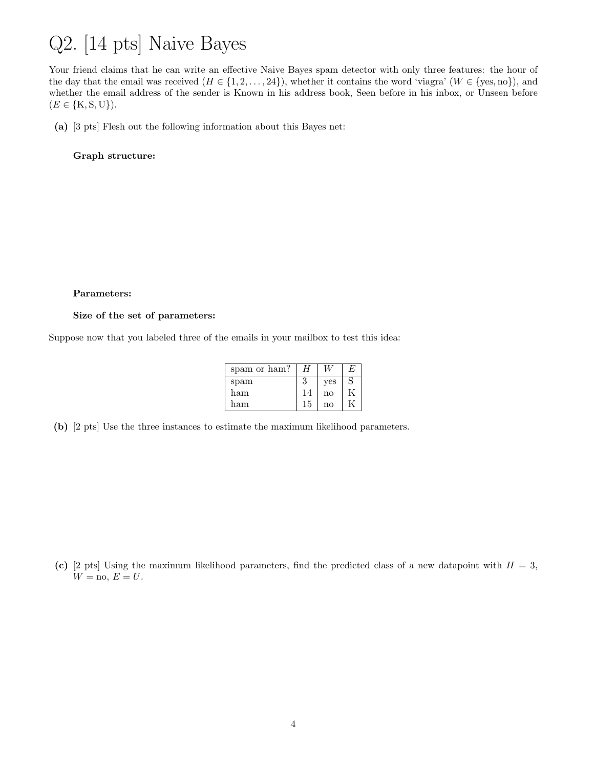# Q2. [14 pts] Naive Bayes

Your friend claims that he can write an effective Naive Bayes spam detector with only three features: the hour of the day that the email was received ($H \in \{1, 2, \ldots, 24\}$), whether it contains the word 'viagra' ($W \in \{\text{yes}, \text{no}\}$), and whether the email address of the sender is Known in his address book, Seen before in his inbox, or Unseen before ($E \in \{\text{K}, \text{S}, \text{U}\}$).

**(a)** [3 pts] Flesh out the following information about this Bayes net:

**Graph structure:**

**Parameters:**

**Size of the set of parameters:**

Suppose now that you labeled three of the emails in your mailbox to test this idea:

| spam or ham? | $H$ | $W$ | $E$ |
|---|---|---|---|
| spam | 3 | yes | S |
| ham | 14 | no | K |
| ham | 15 | no | K |

**(b)** [2 pts] Use the three instances to estimate the maximum likelihood parameters.

**(c)** [2 pts] Using the maximum likelihood parameters, find the predicted class of a new datapoint with $H = 3$, $W = \text{no}$, $E = U$.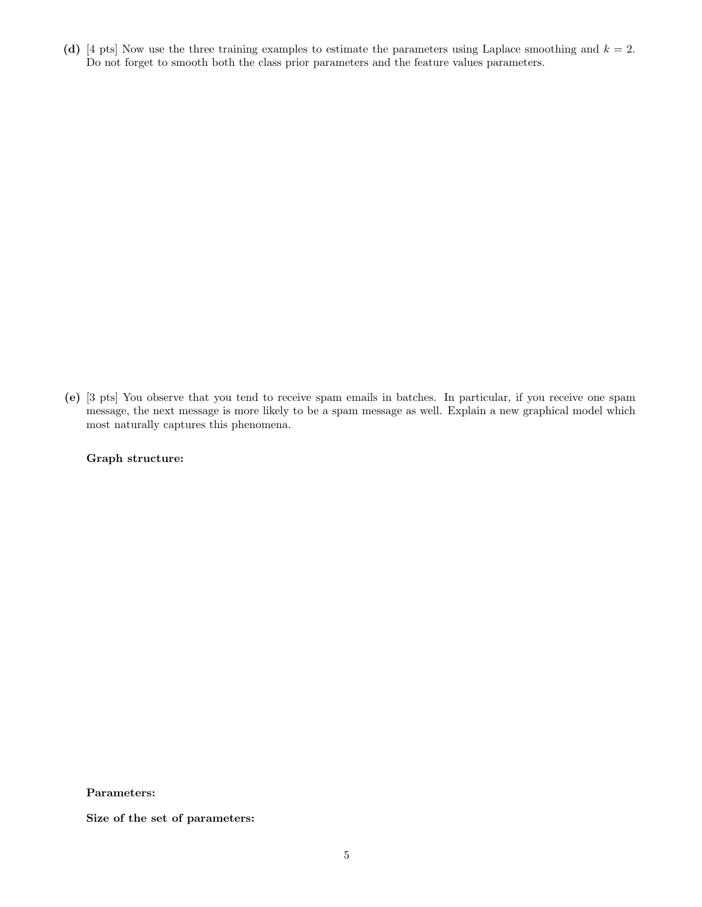**(d)** [4 pts] Now use the three training examples to estimate the parameters using Laplace smoothing and $k = 2$. Do not forget to smooth both the class prior parameters and the feature values parameters.

**(e)** [3 pts] You observe that you tend to receive spam emails in batches. In particular, if you receive one spam message, the next message is more likely to be a spam message as well. Explain a new graphical model which most naturally captures this phenomena.

**Graph structure:**

**Parameters:**

**Size of the set of parameters:**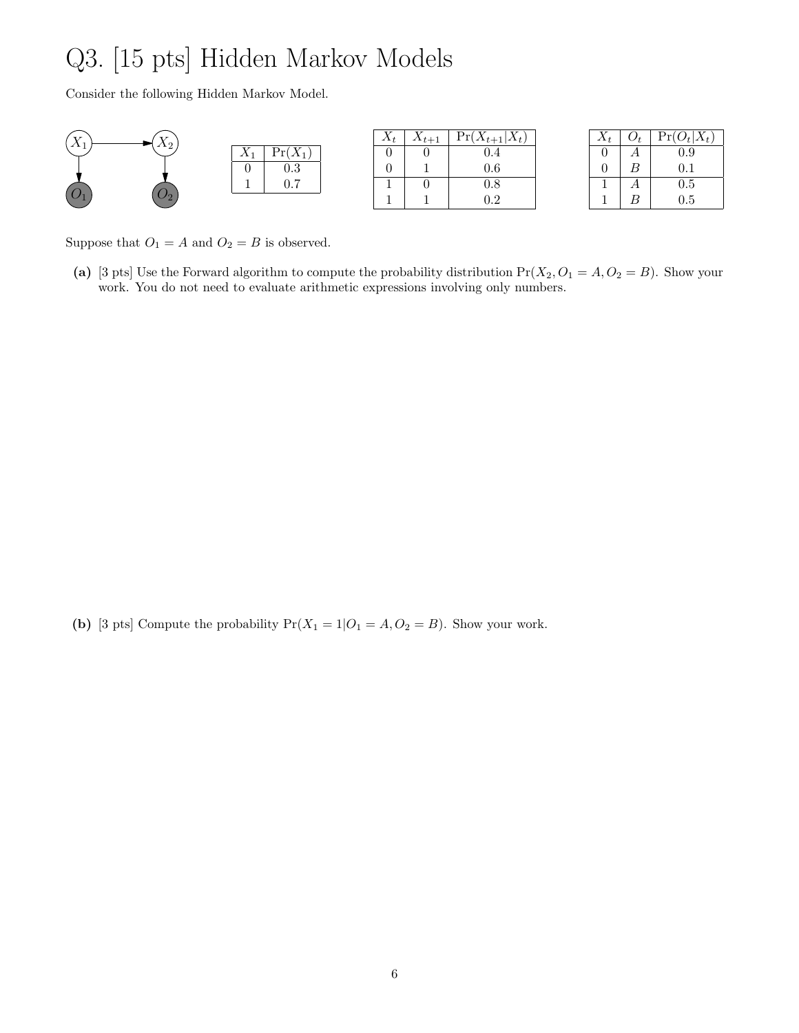# Q3. [15 pts] Hidden Markov Models

Consider the following Hidden Markov Model.

| $X_1$ | $\Pr(X_1)$ |
|---|---|
| 0 | 0.3 |
| 1 | 0.7 |

| $X_t$ | $X_{t+1}$ | $\Pr(X_{t+1} \mid X_t)$ |
|---|---|---|
| 0 | 0 | 0.4 |
| 0 | 1 | 0.6 |
| 1 | 0 | 0.8 |
| 1 | 1 | 0.2 |

| $X_t$ | $O_t$ | $\Pr(O_t \mid X_t)$ |
|---|---|---|
| 0 | $A$ | 0.9 |
| 0 | $B$ | 0.1 |
| 1 | $A$ | 0.5 |
| 1 | $B$ | 0.5 |

Suppose that $O_1 = A$ and $O_2 = B$ is observed.

**(a)** [3 pts] Use the Forward algorithm to compute the probability distribution $\Pr(X_2, O_1 = A, O_2 = B)$. Show your work. You do not need to evaluate arithmetic expressions involving only numbers.

**(b)** [3 pts] Compute the probability $\Pr(X_1 = 1 \mid O_1 = A, O_2 = B)$. Show your work.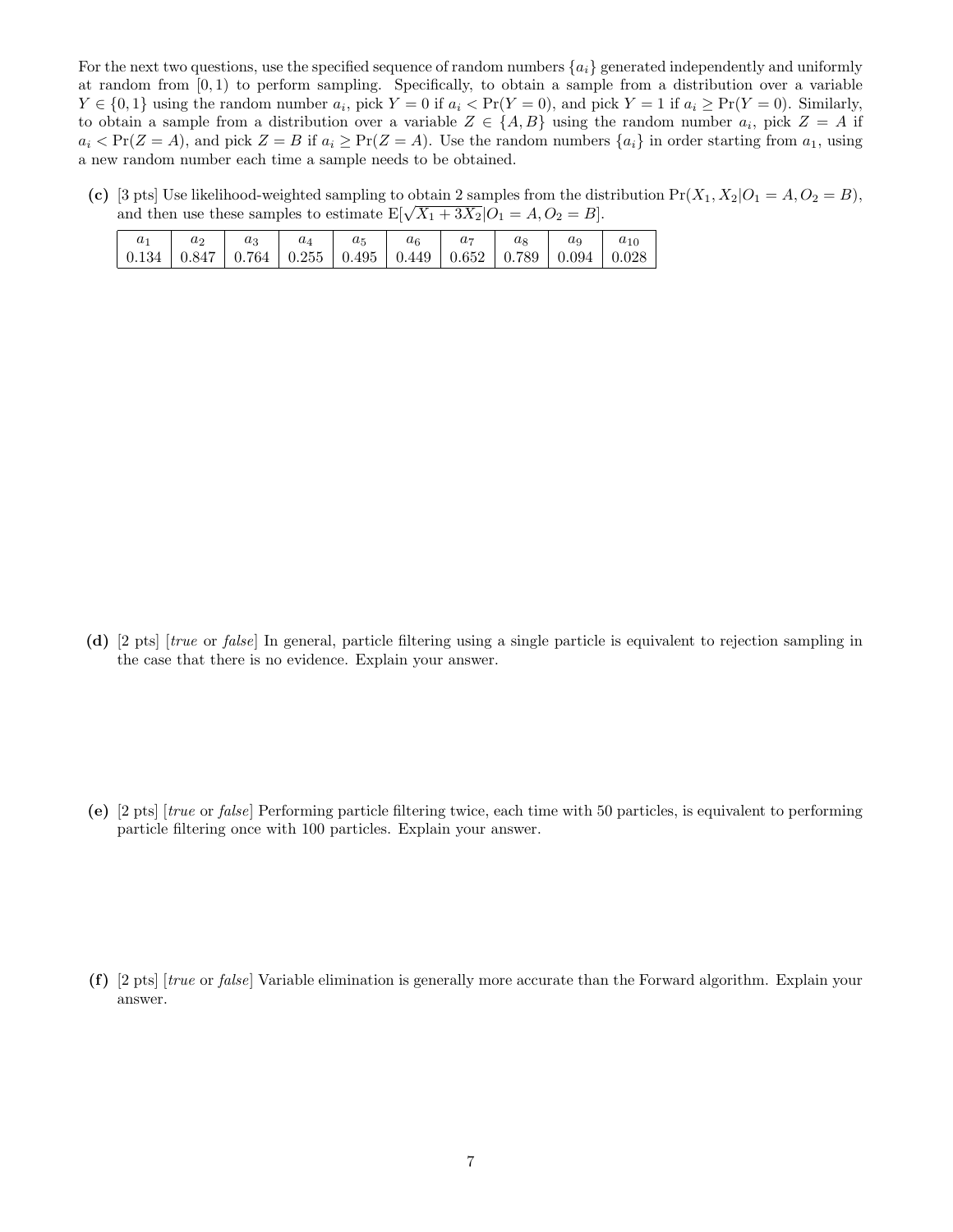For the next two questions, use the specified sequence of random numbers $\{a_i\}$ generated independently and uniformly at random from $[0, 1)$ to perform sampling. Specifically, to obtain a sample from a distribution over a variable $Y \in \{0, 1\}$ using the random number $a_i$, pick $Y = 0$ if $a_i < \Pr(Y = 0)$, and pick $Y = 1$ if $a_i \geq \Pr(Y = 0)$. Similarly, to obtain a sample from a distribution over a variable $Z \in \{A, B\}$ using the random number $a_i$, pick $Z = A$ if $a_i < \Pr(Z = A)$, and pick $Z = B$ if $a_i \geq \Pr(Z = A)$. Use the random numbers $\{a_i\}$ in order starting from $a_1$, using a new random number each time a sample needs to be obtained.

**(c)** [3 pts] Use likelihood-weighted sampling to obtain 2 samples from the distribution $\Pr(X_1, X_2 | O_1 = A, O_2 = B)$, and then use these samples to estimate $\mathrm{E}[\sqrt{X_1 + 3X_2} | O_1 = A, O_2 = B]$.

| $a_1$ | $a_2$ | $a_3$ | $a_4$ | $a_5$ | $a_6$ | $a_7$ | $a_8$ | $a_9$ | $a_{10}$ |
|---|---|---|---|---|---|---|---|---|---|
| 0.134 | 0.847 | 0.764 | 0.255 | 0.495 | 0.449 | 0.652 | 0.789 | 0.094 | 0.028 |

**(d)** [2 pts] [*true* or *false*] In general, particle filtering using a single particle is equivalent to rejection sampling in the case that there is no evidence. Explain your answer.

**(e)** [2 pts] [*true* or *false*] Performing particle filtering twice, each time with 50 particles, is equivalent to performing particle filtering once with 100 particles. Explain your answer.

**(f)** [2 pts] [*true* or *false*] Variable elimination is generally more accurate than the Forward algorithm. Explain your answer.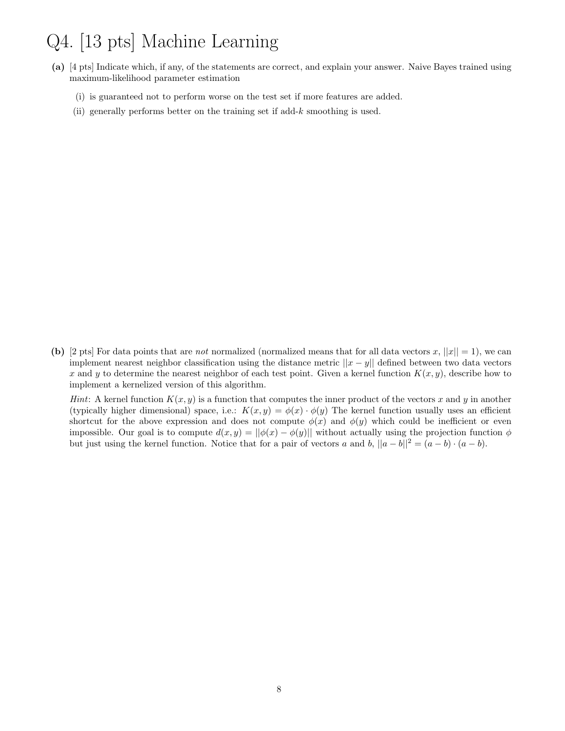# Q4. [13 pts] Machine Learning

**(a)** [4 pts] Indicate which, if any, of the statements are correct, and explain your answer. Naive Bayes trained using maximum-likelihood parameter estimation

(i) is guaranteed not to perform worse on the test set if more features are added.

(ii) generally performs better on the training set if add-$k$ smoothing is used.

**(b)** [2 pts] For data points that are *not* normalized (normalized means that for all data vectors $x$, $||x|| = 1$), we can implement nearest neighbor classification using the distance metric $||x - y||$ defined between two data vectors $x$ and $y$ to determine the nearest neighbor of each test point. Given a kernel function $K(x, y)$, describe how to implement a kernelized version of this algorithm.

*Hint*: A kernel function $K(x, y)$ is a function that computes the inner product of the vectors $x$ and $y$ in another (typically higher dimensional) space, i.e.: $K(x, y) = \phi(x) \cdot \phi(y)$ The kernel function usually uses an efficient shortcut for the above expression and does not compute $\phi(x)$ and $\phi(y)$ which could be inefficient or even impossible. Our goal is to compute $d(x, y) = ||\phi(x) - \phi(y)||$ without actually using the projection function $\phi$ but just using the kernel function. Notice that for a pair of vectors $a$ and $b$, $||a - b||^2 = (a - b) \cdot (a - b)$.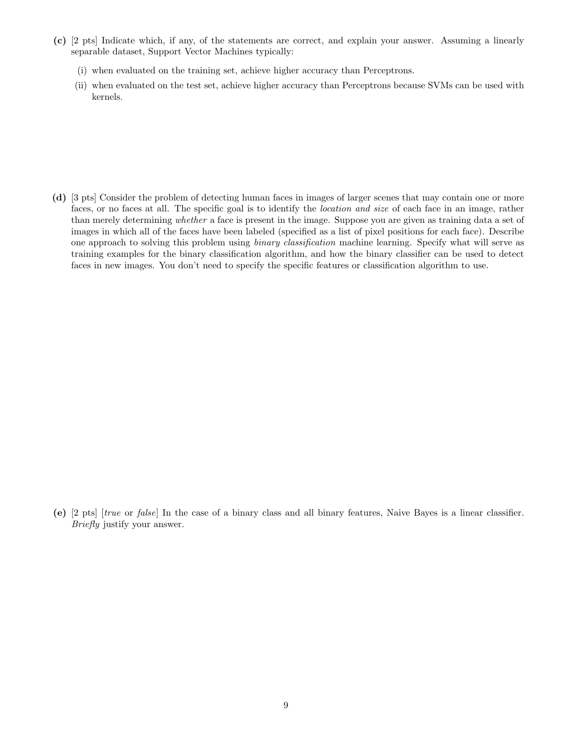**(c)** [2 pts] Indicate which, if any, of the statements are correct, and explain your answer. Assuming a linearly separable dataset, Support Vector Machines typically:

(i) when evaluated on the training set, achieve higher accuracy than Perceptrons.

(ii) when evaluated on the test set, achieve higher accuracy than Perceptrons because SVMs can be used with kernels.

**(d)** [3 pts] Consider the problem of detecting human faces in images of larger scenes that may contain one or more faces, or no faces at all. The specific goal is to identify the *location and size* of each face in an image, rather than merely determining *whether* a face is present in the image. Suppose you are given as training data a set of images in which all of the faces have been labeled (specified as a list of pixel positions for each face). Describe one approach to solving this problem using *binary classification* machine learning. Specify what will serve as training examples for the binary classification algorithm, and how the binary classifier can be used to detect faces in new images. You don't need to specify the specific features or classification algorithm to use.

**(e)** [2 pts] [*true* or *false*] In the case of a binary class and all binary features, Naive Bayes is a linear classifier. *Briefly* justify your answer.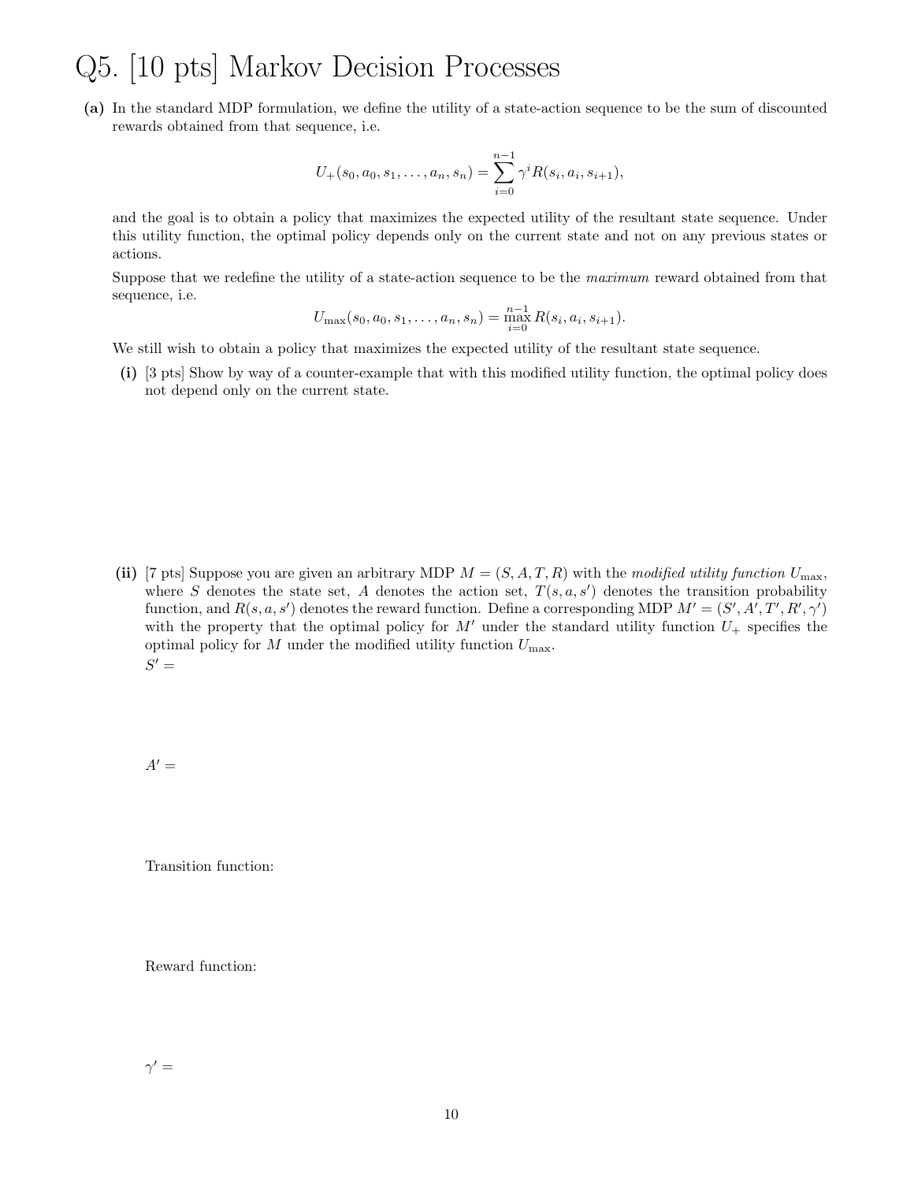# Q5. [10 pts] Markov Decision Processes

**(a)** In the standard MDP formulation, we define the utility of a state-action sequence to be the sum of discounted rewards obtained from that sequence, i.e.

$$U_+(s_0, a_0, s_1, \ldots, a_n, s_n) = \sum_{i=0}^{n-1} \gamma^i R(s_i, a_i, s_{i+1}),$$

and the goal is to obtain a policy that maximizes the expected utility of the resultant state sequence. Under this utility function, the optimal policy depends only on the current state and not on any previous states or actions.

Suppose that we redefine the utility of a state-action sequence to be the *maximum* reward obtained from that sequence, i.e.

$$U_{\max}(s_0, a_0, s_1, \ldots, a_n, s_n) = \max_{i=0}^{n-1} R(s_i, a_i, s_{i+1}).$$

We still wish to obtain a policy that maximizes the expected utility of the resultant state sequence.

**(i)** [3 pts] Show by way of a counter-example that with this modified utility function, the optimal policy does not depend only on the current state.

**(ii)** [7 pts] Suppose you are given an arbitrary MDP $M = (S, A, T, R)$ with the *modified utility function* $U_{\max}$, where $S$ denotes the state set, $A$ denotes the action set, $T(s, a, s')$ denotes the transition probability function, and $R(s, a, s')$ denotes the reward function. Define a corresponding MDP $M' = (S', A', T', R', \gamma')$ with the property that the optimal policy for $M'$ under the standard utility function $U_+$ specifies the optimal policy for $M$ under the modified utility function $U_{\max}$.

$S' =$

$A' =$

Transition function:

Reward function:

$\gamma' =$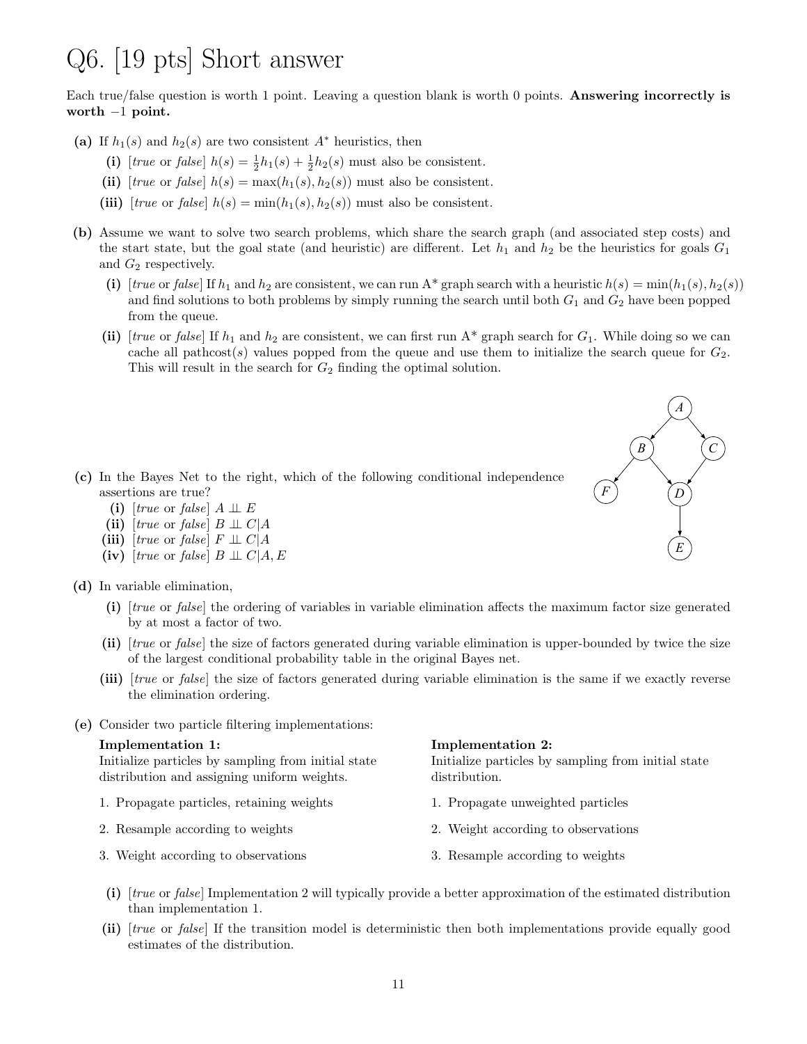# Q6. [19 pts] Short answer

Each true/false question is worth 1 point. Leaving a question blank is worth 0 points. **Answering incorrectly is worth −1 point.**

**(a)** If $h_1(s)$ and $h_2(s)$ are two consistent $A^*$ heuristics, then

**(i)** [*true* or *false*] $h(s) = \frac{1}{2}h_1(s) + \frac{1}{2}h_2(s)$ must also be consistent.

**(ii)** [*true* or *false*] $h(s) = \max(h_1(s), h_2(s))$ must also be consistent.

**(iii)** [*true* or *false*] $h(s) = \min(h_1(s), h_2(s))$ must also be consistent.

**(b)** Assume we want to solve two search problems, which share the search graph (and associated step costs) and the start state, but the goal state (and heuristic) are different. Let $h_1$ and $h_2$ be the heuristics for goals $G_1$ and $G_2$ respectively.

**(i)** [*true* or *false*] If $h_1$ and $h_2$ are consistent, we can run A* graph search with a heuristic $h(s) = \min(h_1(s), h_2(s))$ and find solutions to both problems by simply running the search until both $G_1$ and $G_2$ have been popped from the queue.

**(ii)** [*true* or *false*] If $h_1$ and $h_2$ are consistent, we can first run A* graph search for $G_1$. While doing so we can cache all pathcost($s$) values popped from the queue and use them to initialize the search queue for $G_2$. This will result in the search for $G_2$ finding the optimal solution.

**(c)** In the Bayes Net to the right, which of the following conditional independence assertions are true?

**(i)** [*true* or *false*] $A \perp\!\!\!\perp E$

**(ii)** [*true* or *false*] $B \perp\!\!\!\perp C | A$

**(iii)** [*true* or *false*] $F \perp\!\!\!\perp C | A$

**(iv)** [*true* or *false*] $B \perp\!\!\!\perp C | A, E$

**(d)** In variable elimination,

**(i)** [*true* or *false*] the ordering of variables in variable elimination affects the maximum factor size generated by at most a factor of two.

**(ii)** [*true* or *false*] the size of factors generated during variable elimination is upper-bounded by twice the size of the largest conditional probability table in the original Bayes net.

**(iii)** [*true* or *false*] the size of factors generated during variable elimination is the same if we exactly reverse the elimination ordering.

**(e)** Consider two particle filtering implementations:

**Implementation 1:**
Initialize particles by sampling from initial state distribution and assigning uniform weights.

1. Propagate particles, retaining weights
2. Resample according to weights
3. Weight according to observations

**Implementation 2:**
Initialize particles by sampling from initial state distribution.

1. Propagate unweighted particles
2. Weight according to observations
3. Resample according to weights

**(i)** [*true* or *false*] Implementation 2 will typically provide a better approximation of the estimated distribution than implementation 1.

**(ii)** [*true* or *false*] If the transition model is deterministic then both implementations provide equally good estimates of the distribution.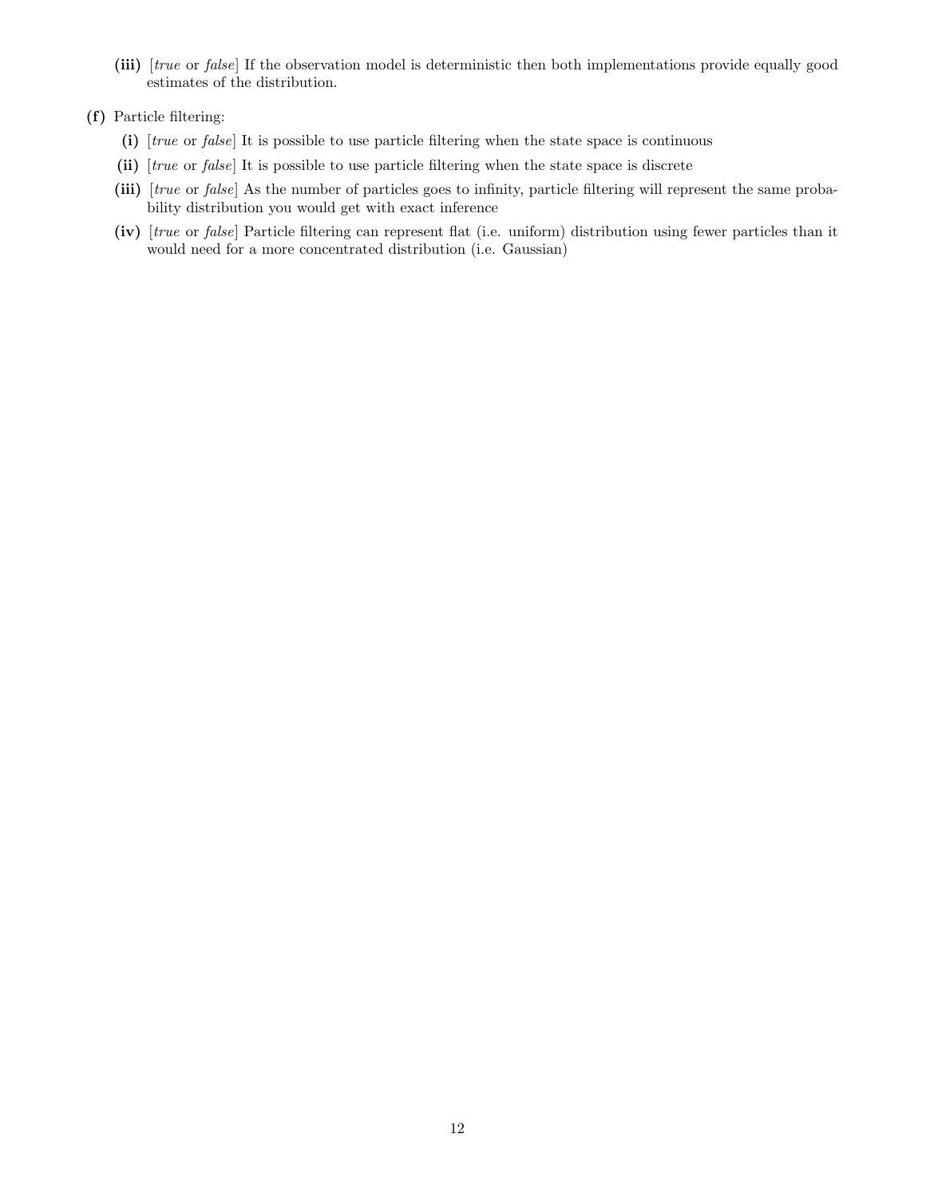**(iii)** [*true* or *false*] If the observation model is deterministic then both implementations provide equally good estimates of the distribution.

**(f)** Particle filtering:

**(i)** [*true* or *false*] It is possible to use particle filtering when the state space is continuous

**(ii)** [*true* or *false*] It is possible to use particle filtering when the state space is discrete

**(iii)** [*true* or *false*] As the number of particles goes to infinity, particle filtering will represent the same probability distribution you would get with exact inference

**(iv)** [*true* or *false*] Particle filtering can represent flat (i.e. uniform) distribution using fewer particles than it would need for a more concentrated distribution (i.e. Gaussian)